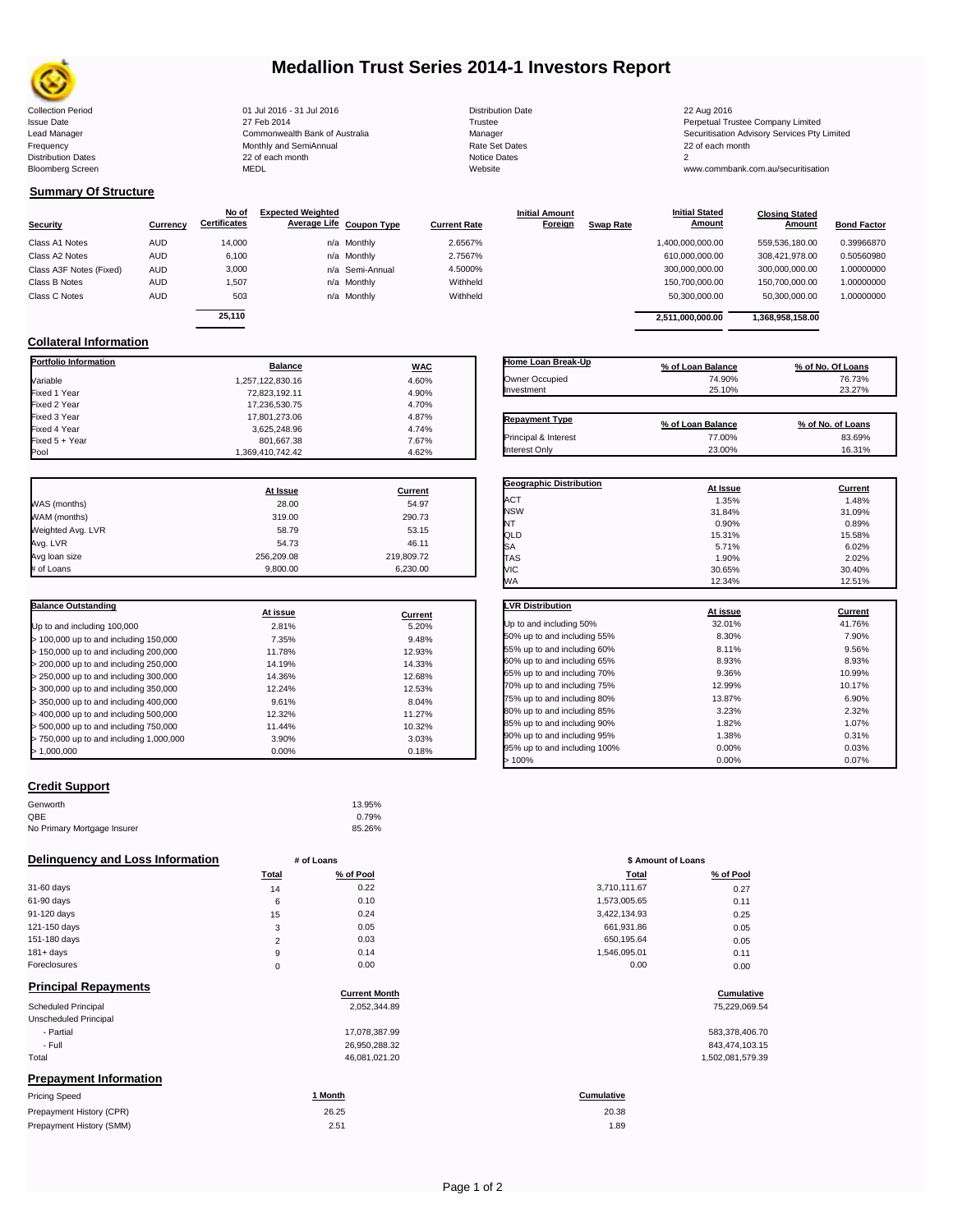# Medallion Trust Series 2014-1 Investors Report

| | | | |
|---|---|---|---|
| Collection Period | 01 Jul 2016 - 31 Jul 2016 | Distribution Date | 22 Aug 2016 |
| Issue Date | 27 Feb 2014 | Trustee | Perpetual Trustee Company Limited |
| Lead Manager | Commonwealth Bank of Australia | Manager | Securitisation Advisory Services Pty Limited |
| Frequency | Monthly and SemiAnnual | Rate Set Dates | 22 of each month |
| Distribution Dates | 22 of each month | Notice Dates | 2 |
| Bloomberg Screen | MEDL | Website | www.commbank.com.au/securitisation |

## Summary Of Structure

| Security | Currency | No of Certificates | Expected Weighted Average Life | Coupon Type | Current Rate | Initial Amount Foreign | Swap Rate | Initial Stated Amount | Closing Stated Amount | Bond Factor |
|---|---|---|---|---|---|---|---|---|---|---|
| Class A1 Notes | AUD | 14,000 | n/a | Monthly | 2.6567% | | | 1,400,000,000.00 | 559,536,180.00 | 0.39966870 |
| Class A2 Notes | AUD | 6,100 | n/a | Monthly | 2.7567% | | | 610,000,000.00 | 308,421,978.00 | 0.50560980 |
| Class A3F Notes (Fixed) | AUD | 3,000 | n/a | Semi-Annual | 4.5000% | | | 300,000,000.00 | 300,000,000.00 | 1.00000000 |
| Class B Notes | AUD | 1,507 | n/a | Monthly | Withheld | | | 150,700,000.00 | 150,700,000.00 | 1.00000000 |
| Class C Notes | AUD | 503 | n/a | Monthly | Withheld | | | 50,300,000.00 | 50,300,000.00 | 1.00000000 |
| | | 25,110 | | | | | | 2,511,000,000.00 | 1,368,958,158.00 | |

## Collateral Information

| Portfolio Information | Balance | WAC |
|---|---|---|
| Variable | 1,257,122,830.16 | 4.60% |
| Fixed 1 Year | 72,823,192.11 | 4.90% |
| Fixed 2 Year | 17,236,530.75 | 4.70% |
| Fixed 3 Year | 17,801,273.06 | 4.87% |
| Fixed 4 Year | 3,625,248.96 | 4.74% |
| Fixed 5 + Year | 801,667.38 | 7.67% |
| Pool | 1,369,410,742.42 | 4.62% |

| Home Loan Break-Up | % of Loan Balance | % of No. Of Loans |
|---|---|---|
| Owner Occupied | 74.90% | 76.73% |
| Investment | 25.10% | 23.27% |

| Repayment Type | % of Loan Balance | % of No. of Loans |
|---|---|---|
| Principal & Interest | 77.00% | 83.69% |
| Interest Only | 23.00% | 16.31% |

| | At Issue | Current |
|---|---|---|
| WAS (months) | 28.00 | 54.97 |
| WAM (months) | 319.00 | 290.73 |
| Weighted Avg. LVR | 58.79 | 53.15 |
| Avg. LVR | 54.73 | 46.11 |
| Avg loan size | 256,209.08 | 219,809.72 |
| # of Loans | 9,800.00 | 6,230.00 |

| Geographic Distribution | At Issue | Current |
|---|---|---|
| ACT | 1.35% | 1.48% |
| NSW | 31.84% | 31.09% |
| NT | 0.90% | 0.89% |
| QLD | 15.31% | 15.58% |
| SA | 5.71% | 6.02% |
| TAS | 1.90% | 2.02% |
| VIC | 30.65% | 30.40% |
| WA | 12.34% | 12.51% |

| Balance Outstanding | At issue | Current |
|---|---|---|
| Up to and including 100,000 | 2.81% | 5.20% |
| > 100,000 up to and including 150,000 | 7.35% | 9.48% |
| > 150,000 up to and including 200,000 | 11.78% | 12.93% |
| > 200,000 up to and including 250,000 | 14.19% | 14.33% |
| > 250,000 up to and including 300,000 | 14.36% | 12.68% |
| > 300,000 up to and including 350,000 | 12.24% | 12.53% |
| > 350,000 up to and including 400,000 | 9.61% | 8.04% |
| > 400,000 up to and including 500,000 | 12.32% | 11.27% |
| > 500,000 up to and including 750,000 | 11.44% | 10.32% |
| > 750,000 up to and including 1,000,000 | 3.90% | 3.03% |
| > 1,000,000 | 0.00% | 0.18% |

| LVR Distribution | At issue | Current |
|---|---|---|
| Up to and including 50% | 32.01% | 41.76% |
| 50% up to and including 55% | 8.30% | 7.90% |
| 55% up to and including 60% | 8.11% | 9.56% |
| 60% up to and including 65% | 8.93% | 8.93% |
| 65% up to and including 70% | 9.36% | 10.99% |
| 70% up to and including 75% | 12.99% | 10.17% |
| 75% up to and including 80% | 13.87% | 6.90% |
| 80% up to and including 85% | 3.23% | 2.32% |
| 85% up to and including 90% | 1.82% | 1.07% |
| 90% up to and including 95% | 1.38% | 0.31% |
| 95% up to and including 100% | 0.00% | 0.03% |
| > 100% | 0.00% | 0.07% |

## Credit Support

| | |
|---|---|
| Genworth | 13.95% |
| QBE | 0.79% |
| No Primary Mortgage Insurer | 85.26% |

## Delinquency and Loss Information

| | # of Loans Total | # of Loans % of Pool | $ Amount of Loans Total | $ Amount of Loans % of Pool |
|---|---|---|---|---|
| 31-60 days | 14 | 0.22 | 3,710,111.67 | 0.27 |
| 61-90 days | 6 | 0.10 | 1,573,005.65 | 0.11 |
| 91-120 days | 15 | 0.24 | 3,422,134.93 | 0.25 |
| 121-150 days | 3 | 0.05 | 661,931.86 | 0.05 |
| 151-180 days | 2 | 0.03 | 650,195.64 | 0.05 |
| 181+ days | 9 | 0.14 | 1,546,095.01 | 0.11 |
| Foreclosures | 0 | 0.00 | 0.00 | 0.00 |

## Principal Repayments

| | Current Month | Cumulative |
|---|---|---|
| Scheduled Principal | 2,052,344.89 | 75,229,069.54 |
| Unscheduled Principal | | |
| - Partial | 17,078,387.99 | 583,378,406.70 |
| - Full | 26,950,288.32 | 843,474,103.15 |
| Total | 46,081,021.20 | 1,502,081,579.39 |

## Prepayment Information

| Pricing Speed | 1 Month | Cumulative |
|---|---|---|
| Prepayment History (CPR) | 26.25 | 20.38 |
| Prepayment History (SMM) | 2.51 | 1.89 |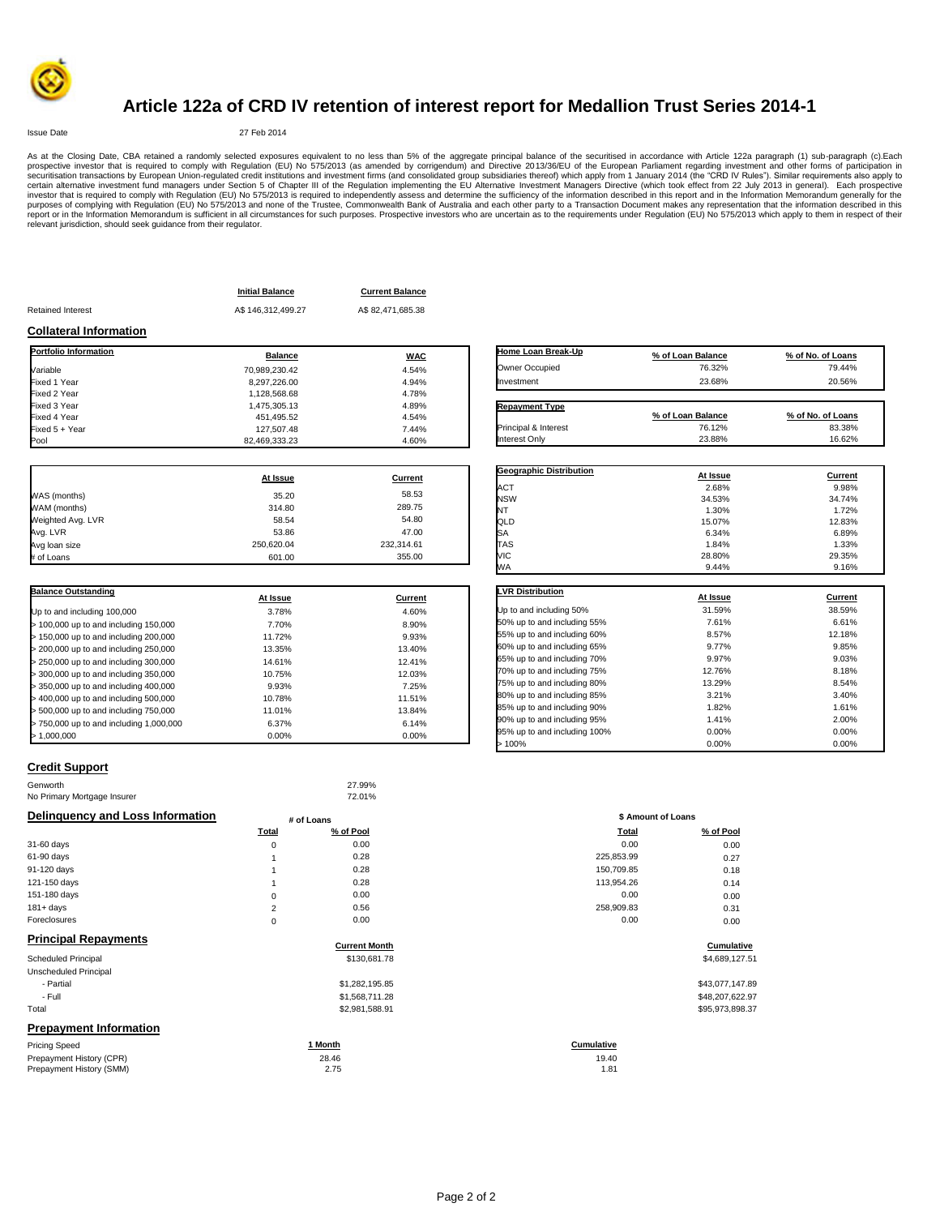# Article 122a of CRD IV retention of interest report for Medallion Trust Series 2014-1

Issue Date 27 Feb 2014

As at the Closing Date, CBA retained a randomly selected exposures equivalent to no less than 5% of the aggregate principal balance of the securitised in accordance with Article 122a paragraph (1) sub-paragraph (c).Each prospective investor that is required to comply with Regulation (EU) No 575/2013 (as amended by corrigendum) and Directive 2013/36/EU of the European Parliament regarding investment and other forms of participation in securitisation transactions by European Union-regulated credit institutions and investment firms (and consolidated group subsidiaries thereof) which apply from 1 January 2014 (the "CRD IV Rules"). Similar requirements also apply to certain alternative investment fund managers under Section 5 of Chapter III of the Regulation implementing the EU Alternative Investment Managers Directive (which took effect from 22 July 2013 in general). Each prospective investor that is required to comply with Regulation (EU) No 575/2013 is required to independently assess and determine the sufficiency of the information described in this report and in the Information Memorandum generally for the purposes of complying with Regulation (EU) No 575/2013 and none of the Trustee, Commonwealth Bank of Australia and each other party to a Transaction Document makes any representation that the information described in this report or in the Information Memorandum is sufficient in all circumstances for such purposes. Prospective investors who are uncertain as to the requirements under Regulation (EU) No 575/2013 which apply to them in respect of their relevant jurisdiction, should seek guidance from their regulator.

| | Initial Balance | Current Balance |
|---|---|---|
| Retained Interest | A$ 146,312,499.27 | A$ 82,471,685.38 |

## Collateral Information

| Portfolio Information | Balance | WAC |
|---|---|---|
| Variable | 70,989,230.42 | 4.54% |
| Fixed 1 Year | 8,297,226.00 | 4.94% |
| Fixed 2 Year | 1,128,568.68 | 4.78% |
| Fixed 3 Year | 1,475,305.13 | 4.89% |
| Fixed 4 Year | 451,495.52 | 4.54% |
| Fixed 5 + Year | 127,507.48 | 7.44% |
| Pool | 82,469,333.23 | 4.60% |

| Home Loan Break-Up | % of Loan Balance | % of No. of Loans |
|---|---|---|
| Owner Occupied | 76.32% | 79.44% |
| Investment | 23.68% | 20.56% |

| Repayment Type | % of Loan Balance | % of No. of Loans |
|---|---|---|
| Principal & Interest | 76.12% | 83.38% |
| Interest Only | 23.88% | 16.62% |

| | At Issue | Current |
|---|---|---|
| WAS (months) | 35.20 | 58.53 |
| WAM (months) | 314.80 | 289.75 |
| Weighted Avg. LVR | 58.54 | 54.80 |
| Avg. LVR | 53.86 | 47.00 |
| Avg loan size | 250,620.04 | 232,314.61 |
| # of Loans | 601.00 | 355.00 |

| Geographic Distribution | At Issue | Current |
|---|---|---|
| ACT | 2.68% | 9.98% |
| NSW | 34.53% | 34.74% |
| NT | 1.30% | 1.72% |
| QLD | 15.07% | 12.83% |
| SA | 6.34% | 6.89% |
| TAS | 1.84% | 1.33% |
| VIC | 28.80% | 29.35% |
| WA | 9.44% | 9.16% |

| Balance Outstanding | At Issue | Current |
|---|---|---|
| Up to and including 100,000 | 3.78% | 4.60% |
| > 100,000 up to and including 150,000 | 7.70% | 8.90% |
| > 150,000 up to and including 200,000 | 11.72% | 9.93% |
| > 200,000 up to and including 250,000 | 13.35% | 13.40% |
| > 250,000 up to and including 300,000 | 14.61% | 12.41% |
| > 300,000 up to and including 350,000 | 10.75% | 12.03% |
| > 350,000 up to and including 400,000 | 9.93% | 7.25% |
| > 400,000 up to and including 500,000 | 10.78% | 11.51% |
| > 500,000 up to and including 750,000 | 11.01% | 13.84% |
| > 750,000 up to and including 1,000,000 | 6.37% | 6.14% |
| > 1,000,000 | 0.00% | 0.00% |

| LVR Distribution | At Issue | Current |
|---|---|---|
| Up to and including 50% | 31.59% | 38.59% |
| 50% up to and including 55% | 7.61% | 6.61% |
| 55% up to and including 60% | 8.57% | 12.18% |
| 60% up to and including 65% | 9.77% | 9.85% |
| 65% up to and including 70% | 9.97% | 9.03% |
| 70% up to and including 75% | 12.76% | 8.18% |
| 75% up to and including 80% | 13.29% | 8.54% |
| 80% up to and including 85% | 3.21% | 3.40% |
| 85% up to and including 90% | 1.82% | 1.61% |
| 90% up to and including 95% | 1.41% | 2.00% |
| 95% up to and including 100% | 0.00% | 0.00% |
| > 100% | 0.00% | 0.00% |

## Credit Support

| | |
|---|---|
| Genworth | 27.99% |
| No Primary Mortgage Insurer | 72.01% |

## Delinquency and Loss Information

| | # of Loans | | $ Amount of Loans | |
|---|---|---|---|---|
| | Total | % of Pool | Total | % of Pool |
| 31-60 days | 0 | 0.00 | 0.00 | 0.00 |
| 61-90 days | 1 | 0.28 | 225,853.99 | 0.27 |
| 91-120 days | 1 | 0.28 | 150,709.85 | 0.18 |
| 121-150 days | 1 | 0.28 | 113,954.26 | 0.14 |
| 151-180 days | 0 | 0.00 | 0.00 | 0.00 |
| 181+ days | 2 | 0.56 | 258,909.83 | 0.31 |
| Foreclosures | 0 | 0.00 | 0.00 | 0.00 |

## Principal Repayments

| | Current Month | Cumulative |
|---|---|---|
| Scheduled Principal | $130,681.78 | $4,689,127.51 |
| Unscheduled Principal | | |
| - Partial | $1,282,195.85 | $43,077,147.89 |
| - Full | $1,568,711.28 | $48,207,622.97 |
| Total | $2,981,588.91 | $95,973,898.37 |

## Prepayment Information

| Pricing Speed | 1 Month | Cumulative |
|---|---|---|
| Prepayment History (CPR) | 28.46 | 19.40 |
| Prepayment History (SMM) | 2.75 | 1.81 |